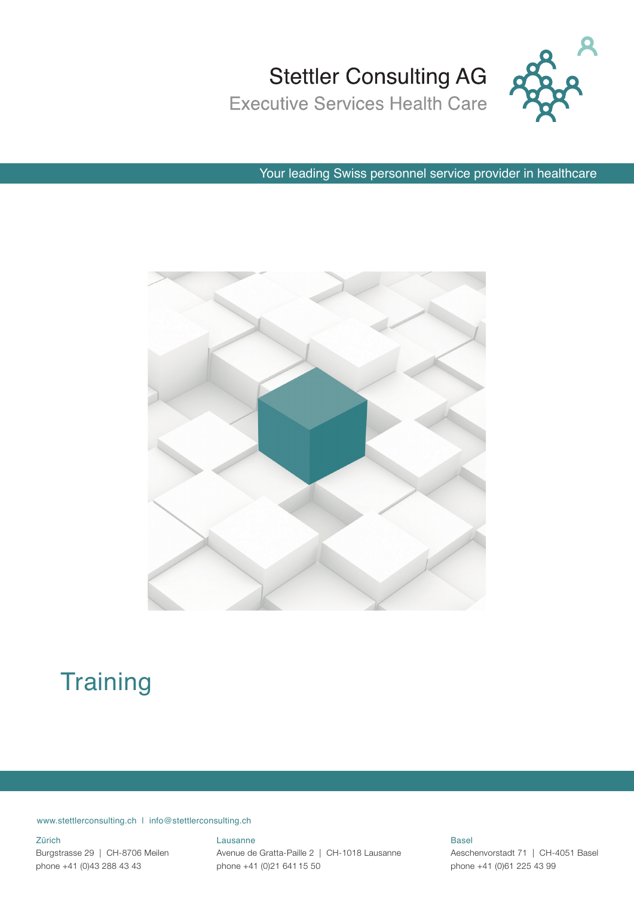Stettler Consulting AG

Executive Services Health Care

Your leading Swiss personnel service provider in healthcare

# Training

www.stettlerconsulting.ch | info@stettlerconsulting.ch

Zürich
Burgstrasse 29 | CH-8706 Meilen
phone +41 (0)43 288 43 43

Lausanne
Avenue de Gratta-Paille 2 | CH-1018 Lausanne
phone +41 (0)21 641 15 50

Basel
Aeschenvorstadt 71 | CH-4051 Basel
phone +41 (0)61 225 43 99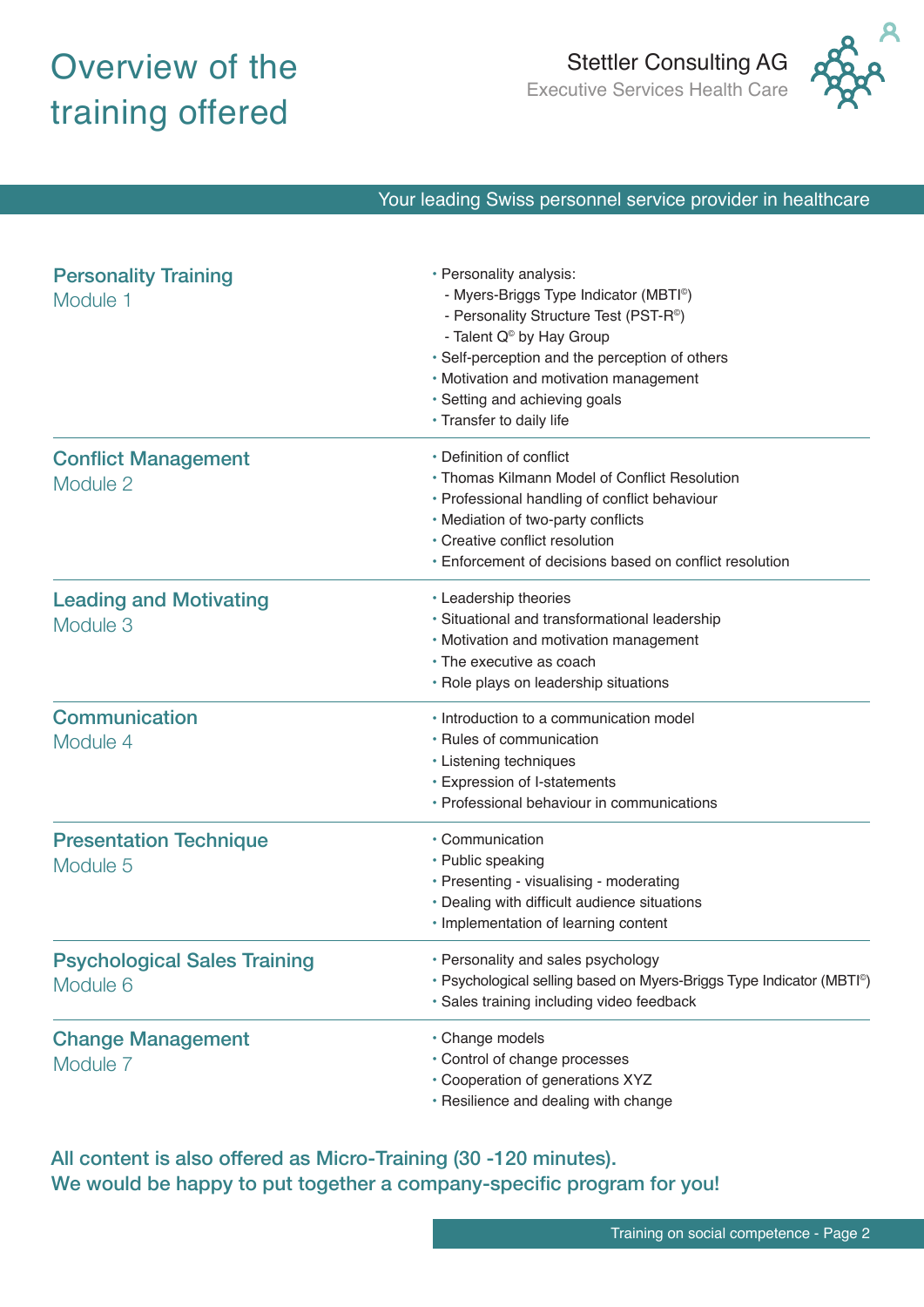# Overview of the training offered

Stettler Consulting AG
Executive Services Health Care

Your leading Swiss personnel service provider in healthcare

## Personality Training
Module 1

- Personality analysis:
  - Myers-Briggs Type Indicator (MBTI©)
  - Personality Structure Test (PST-R©)
  - Talent Q© by Hay Group
- Self-perception and the perception of others
- Motivation and motivation management
- Setting and achieving goals
- Transfer to daily life

## Conflict Management
Module 2

- Definition of conflict
- Thomas Kilmann Model of Conflict Resolution
- Professional handling of conflict behaviour
- Mediation of two-party conflicts
- Creative conflict resolution
- Enforcement of decisions based on conflict resolution

## Leading and Motivating
Module 3

- Leadership theories
- Situational and transformational leadership
- Motivation and motivation management
- The executive as coach
- Role plays on leadership situations

## Communication
Module 4

- Introduction to a communication model
- Rules of communication
- Listening techniques
- Expression of I-statements
- Professional behaviour in communications

## Presentation Technique
Module 5

- Communication
- Public speaking
- Presenting - visualising - moderating
- Dealing with difficult audience situations
- Implementation of learning content

## Psychological Sales Training
Module 6

- Personality and sales psychology
- Psychological selling based on Myers-Briggs Type Indicator (MBTI©)
- Sales training including video feedback

## Change Management
Module 7

- Change models
- Control of change processes
- Cooperation of generations XYZ
- Resilience and dealing with change

**All content is also offered as Micro-Training (30 -120 minutes).**
**We would be happy to put together a company-specific program for you!**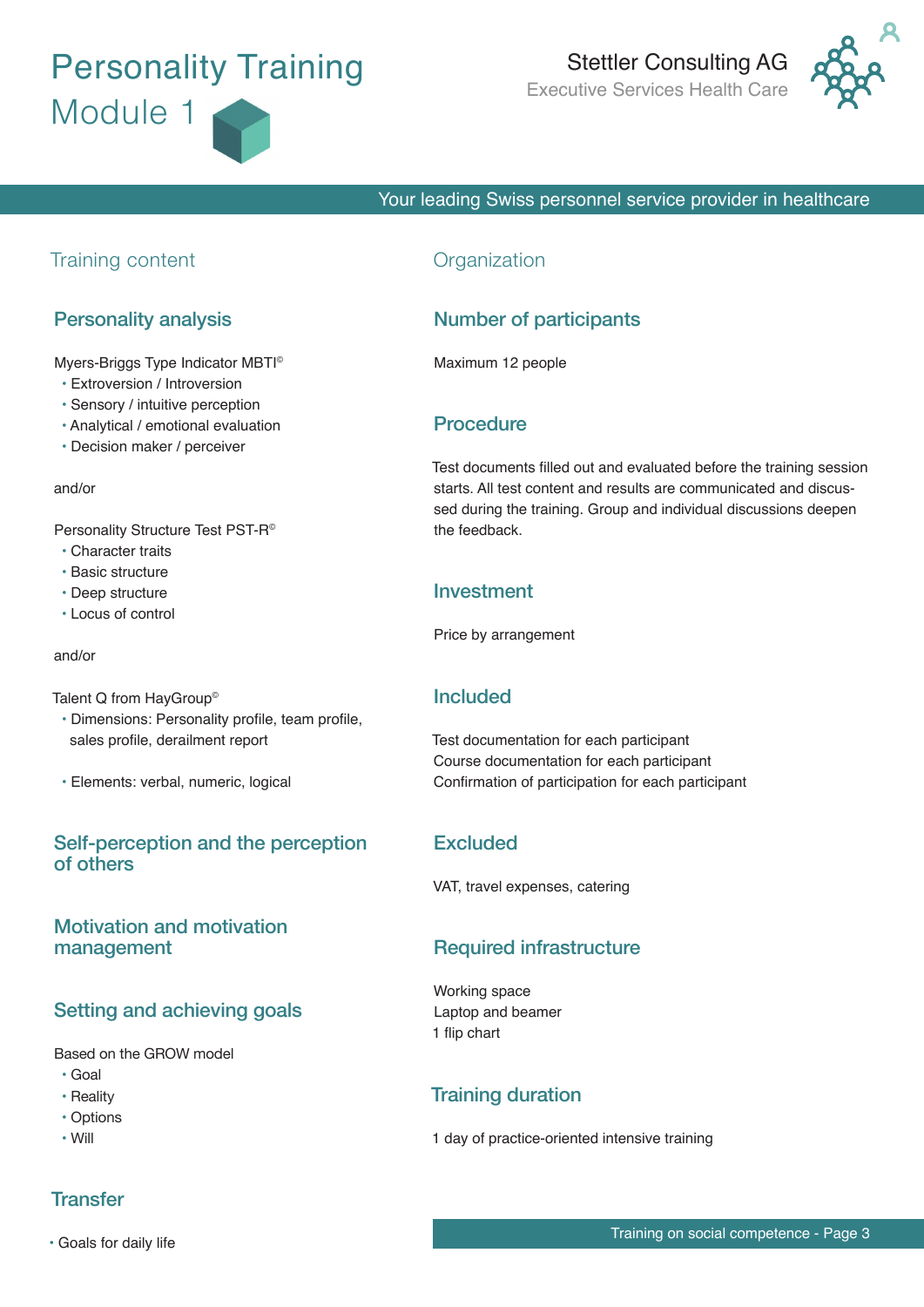# Personality Training

## Module 1

Stettler Consulting AG
Executive Services Health Care

Your leading Swiss personnel service provider in healthcare

## Training content

### Personality analysis

Myers-Briggs Type Indicator MBTI©

- Extroversion / Introversion
- Sensory / intuitive perception
- Analytical / emotional evaluation
- Decision maker / perceiver

and/or

Personality Structure Test PST-R©

- Character traits
- Basic structure
- Deep structure
- Locus of control

and/or

Talent Q from HayGroup©

- Dimensions: Personality profile, team profile, sales profile, derailment report
- Elements: verbal, numeric, logical

### Self-perception and the perception of others

### Motivation and motivation management

### Setting and achieving goals

Based on the GROW model

- Goal
- Reality
- Options
- Will

### Transfer

- Goals for daily life

## Organization

### Number of participants

Maximum 12 people

### Procedure

Test documents filled out and evaluated before the training session starts. All test content and results are communicated and discussed during the training. Group and individual discussions deepen the feedback.

### Investment

Price by arrangement

### Included

Test documentation for each participant
Course documentation for each participant
Confirmation of participation for each participant

### Excluded

VAT, travel expenses, catering

### Required infrastructure

Working space
Laptop and beamer
1 flip chart

### Training duration

1 day of practice-oriented intensive training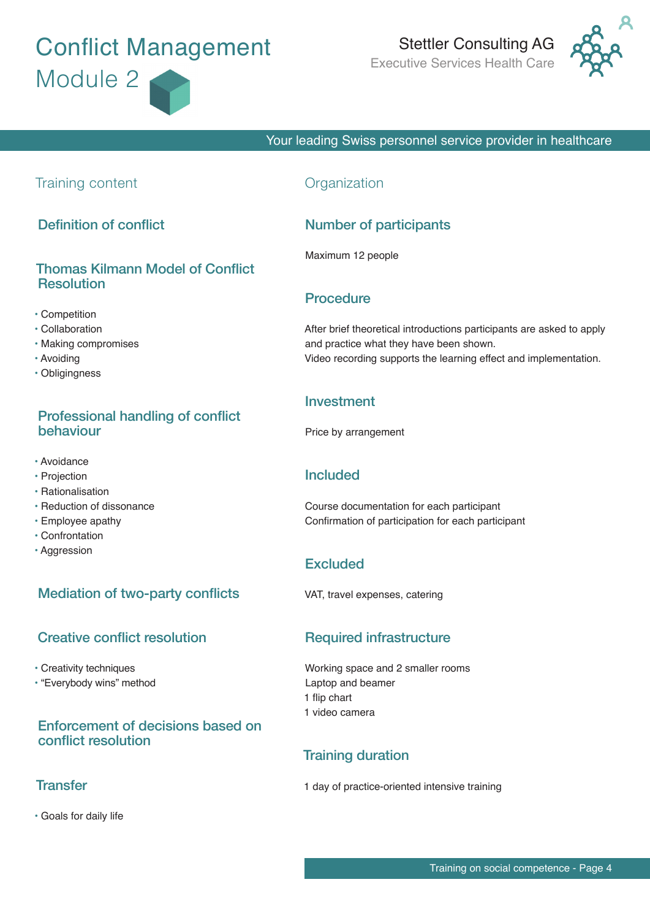# Conflict Management Module 2

Stettler Consulting AG
Executive Services Health Care

Your leading Swiss personnel service provider in healthcare

## Training content

### Definition of conflict

### Thomas Kilmann Model of Conflict Resolution

- Competition
- Collaboration
- Making compromises
- Avoiding
- Obligingness

### Professional handling of conflict behaviour

- Avoidance
- Projection
- Rationalisation
- Reduction of dissonance
- Employee apathy
- Confrontation
- Aggression

### Mediation of two-party conflicts

### Creative conflict resolution

- Creativity techniques
- “Everybody wins” method

### Enforcement of decisions based on conflict resolution

### Transfer

- Goals for daily life

## Organization

### Number of participants

Maximum 12 people

### Procedure

After brief theoretical introductions participants are asked to apply and practice what they have been shown.
Video recording supports the learning effect and implementation.

### Investment

Price by arrangement

### Included

Course documentation for each participant
Confirmation of participation for each participant

### Excluded

VAT, travel expenses, catering

### Required infrastructure

Working space and 2 smaller rooms
Laptop and beamer
1 flip chart
1 video camera

### Training duration

1 day of practice-oriented intensive training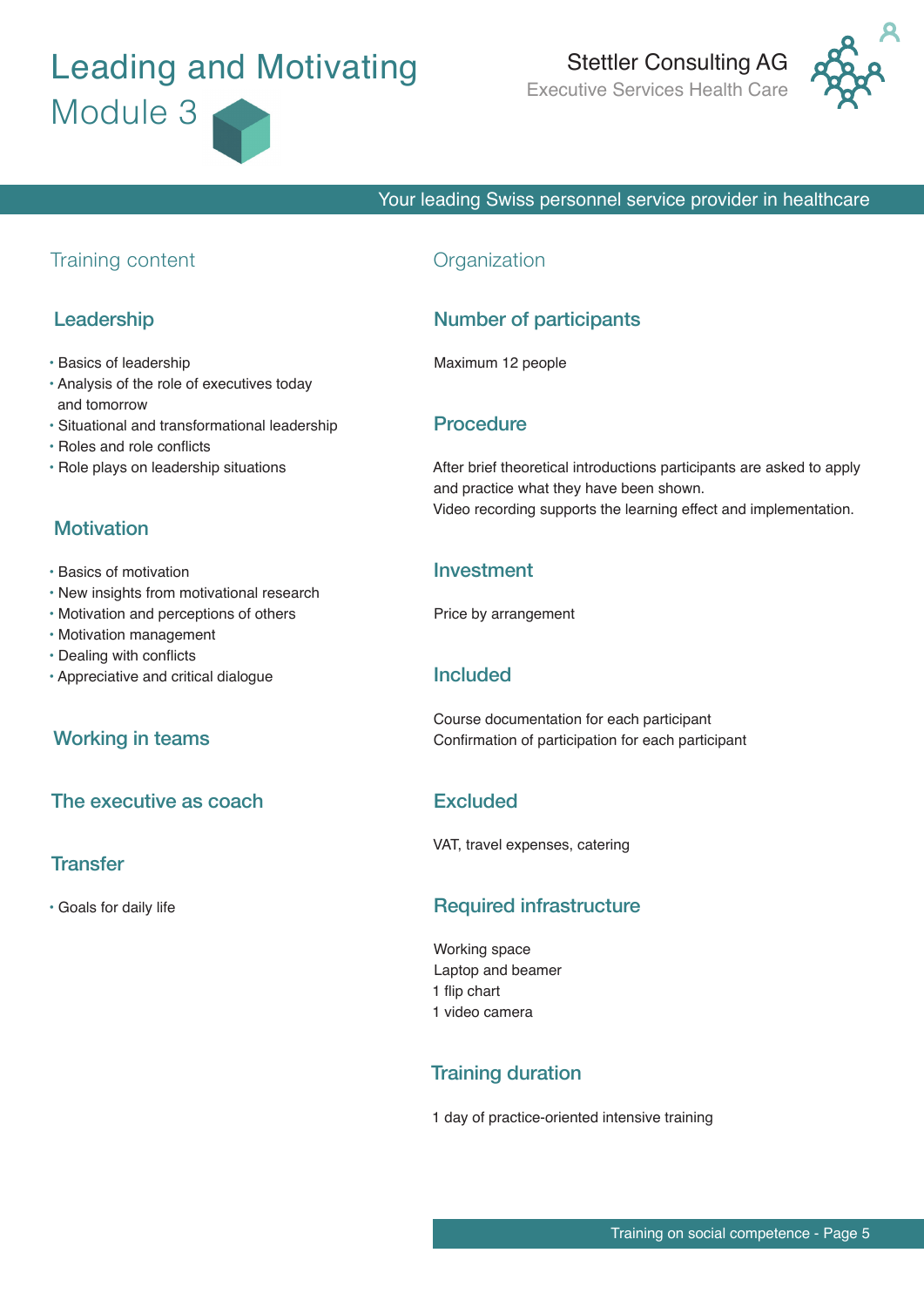# Leading and Motivating Module 3

Stettler Consulting AG
Executive Services Health Care

Your leading Swiss personnel service provider in healthcare

## Training content

### Leadership

- Basics of leadership
- Analysis of the role of executives today and tomorrow
- Situational and transformational leadership
- Roles and role conflicts
- Role plays on leadership situations

### Motivation

- Basics of motivation
- New insights from motivational research
- Motivation and perceptions of others
- Motivation management
- Dealing with conflicts
- Appreciative and critical dialogue

### Working in teams

### The executive as coach

### Transfer

- Goals for daily life

## Organization

### Number of participants

Maximum 12 people

### Procedure

After brief theoretical introductions participants are asked to apply and practice what they have been shown.
Video recording supports the learning effect and implementation.

### Investment

Price by arrangement

### Included

Course documentation for each participant
Confirmation of participation for each participant

### Excluded

VAT, travel expenses, catering

### Required infrastructure

Working space
Laptop and beamer
1 flip chart
1 video camera

### Training duration

1 day of practice-oriented intensive training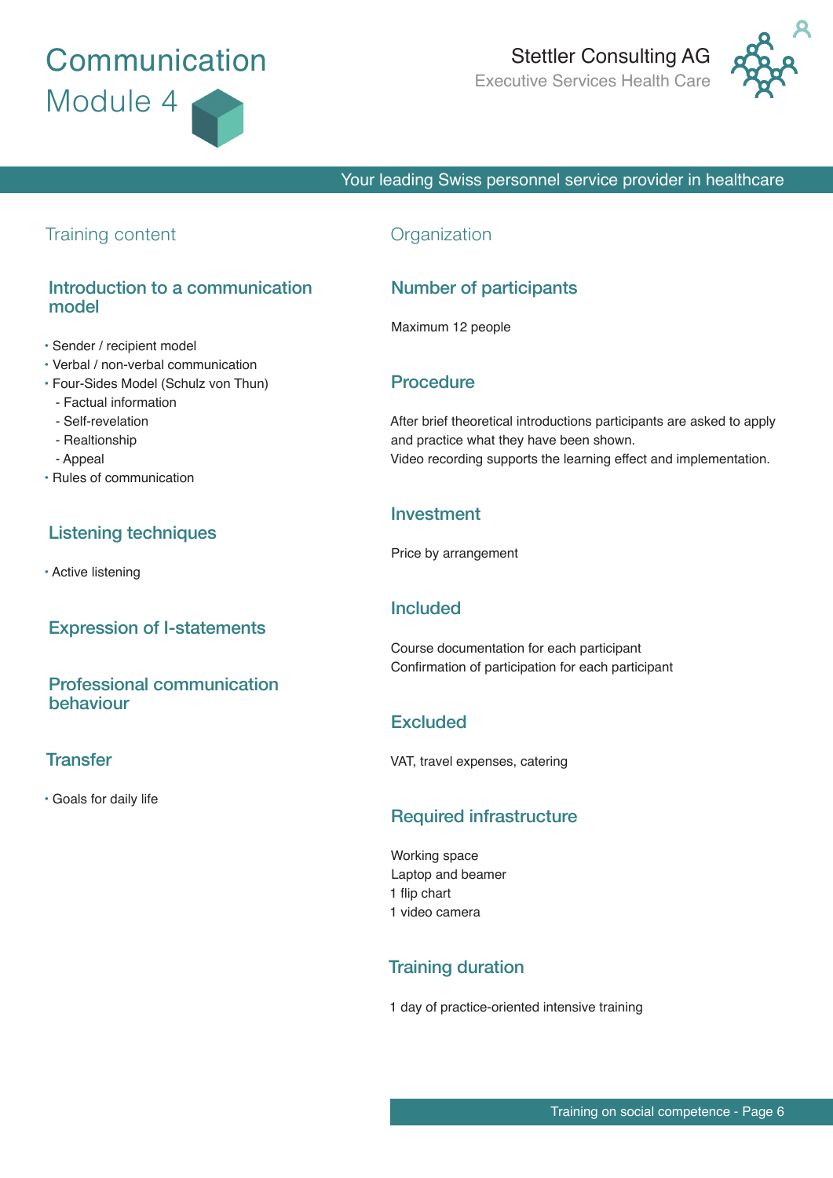# Communication
## Module 4

Stettler Consulting AG
Executive Services Health Care

Your leading Swiss personnel service provider in healthcare

## Training content

### Introduction to a communication model

- Sender / recipient model
- Verbal / non-verbal communication
- Four-Sides Model (Schulz von Thun)
  - Factual information
  - Self-revelation
  - Realtionship
  - Appeal
- Rules of communication

### Listening techniques

- Active listening

### Expression of I-statements

### Professional communication behaviour

### Transfer

- Goals for daily life

## Organization

### Number of participants

Maximum 12 people

### Procedure

After brief theoretical introductions participants are asked to apply and practice what they have been shown.
Video recording supports the learning effect and implementation.

### Investment

Price by arrangement

### Included

Course documentation for each participant
Confirmation of participation for each participant

### Excluded

VAT, travel expenses, catering

### Required infrastructure

Working space
Laptop and beamer
1 flip chart
1 video camera

### Training duration

1 day of practice-oriented intensive training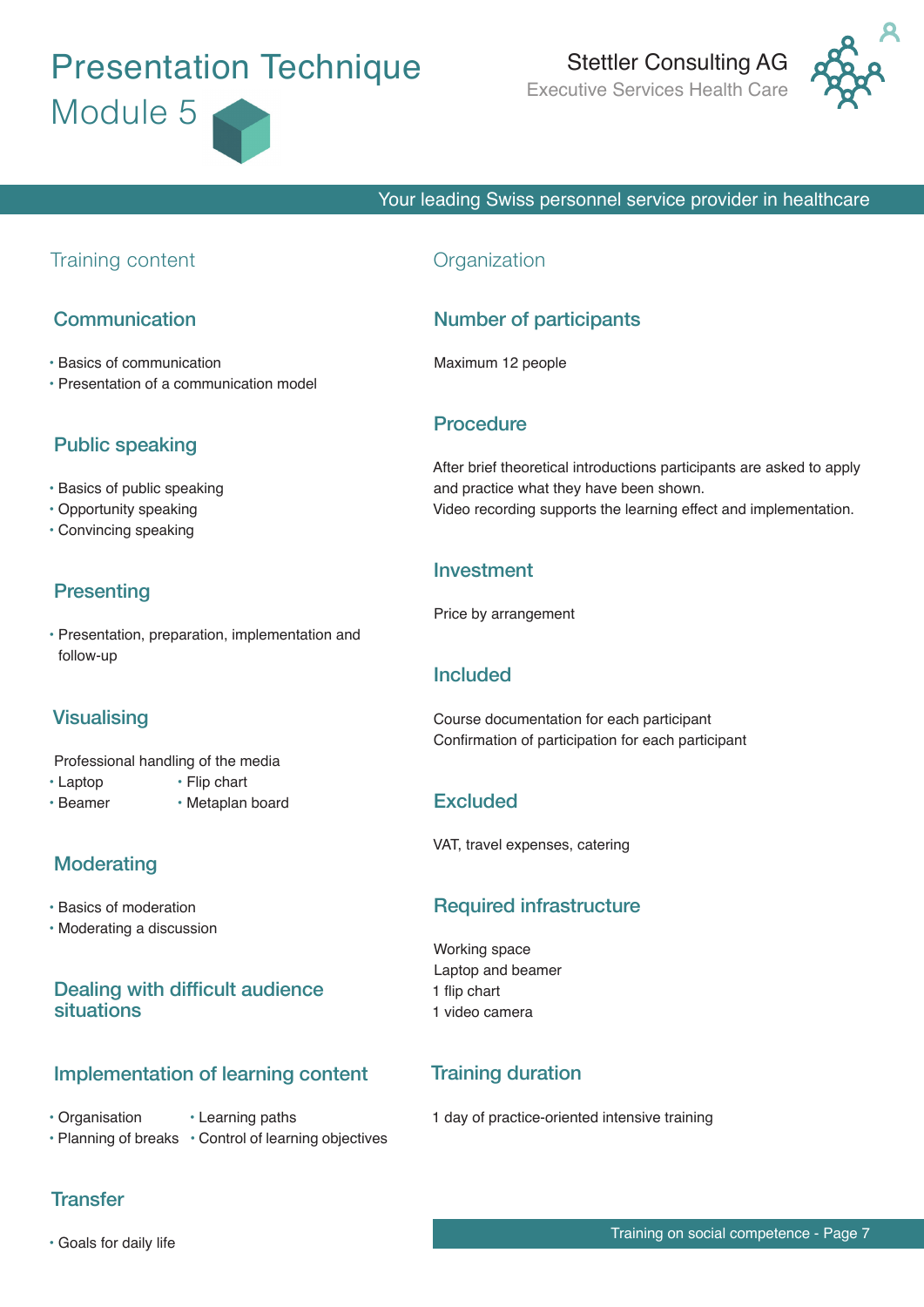# Presentation Technique

# Module 5

Stettler Consulting AG
Executive Services Health Care

Your leading Swiss personnel service provider in healthcare

## Training content

### Communication

- Basics of communication
- Presentation of a communication model

### Public speaking

- Basics of public speaking
- Opportunity speaking
- Convincing speaking

### Presenting

- Presentation, preparation, implementation and follow-up

### Visualising

Professional handling of the media

- Laptop
- Beamer
- Flip chart
- Metaplan board

### Moderating

- Basics of moderation
- Moderating a discussion

### Dealing with difficult audience situations

### Implementation of learning content

- Organisation
- Planning of breaks
- Learning paths
- Control of learning objectives

### Transfer

- Goals for daily life

## Organization

### Number of participants

Maximum 12 people

### Procedure

After brief theoretical introductions participants are asked to apply and practice what they have been shown.
Video recording supports the learning effect and implementation.

### Investment

Price by arrangement

### Included

Course documentation for each participant
Confirmation of participation for each participant

### Excluded

VAT, travel expenses, catering

### Required infrastructure

Working space
Laptop and beamer
1 flip chart
1 video camera

### Training duration

1 day of practice-oriented intensive training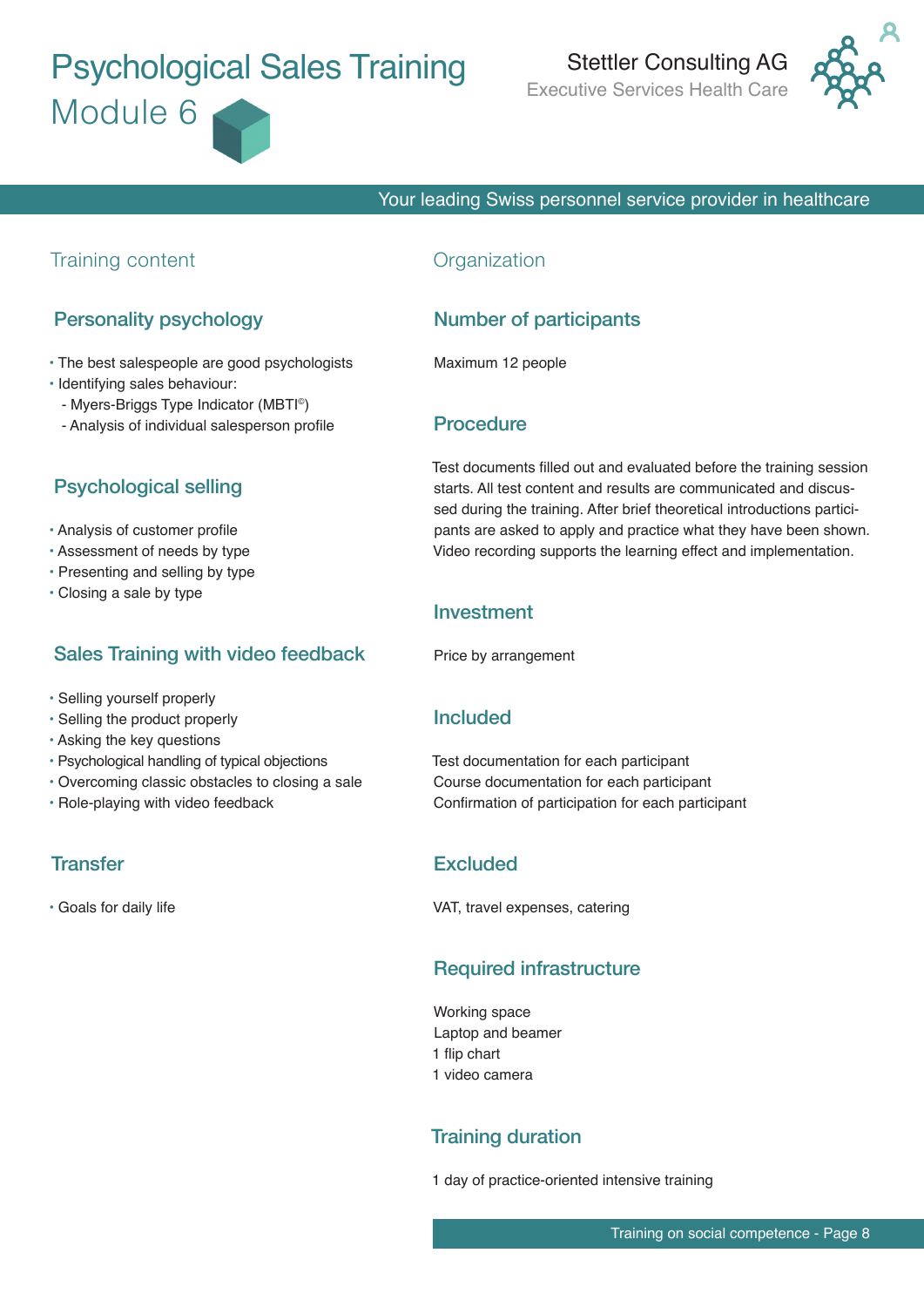# Psychological Sales Training

## Module 6

Stettler Consulting AG
Executive Services Health Care

Your leading Swiss personnel service provider in healthcare

## Training content

### Personality psychology

- The best salespeople are good psychologists
- Identifying sales behaviour:
  - Myers-Briggs Type Indicator (MBTI©)
  - Analysis of individual salesperson profile

### Psychological selling

- Analysis of customer profile
- Assessment of needs by type
- Presenting and selling by type
- Closing a sale by type

### Sales Training with video feedback

- Selling yourself properly
- Selling the product properly
- Asking the key questions
- Psychological handling of typical objections
- Overcoming classic obstacles to closing a sale
- Role-playing with video feedback

### Transfer

- Goals for daily life

## Organization

### Number of participants

Maximum 12 people

### Procedure

Test documents filled out and evaluated before the training session starts. All test content and results are communicated and discussed during the training. After brief theoretical introductions participants are asked to apply and practice what they have been shown. Video recording supports the learning effect and implementation.

### Investment

Price by arrangement

### Included

Test documentation for each participant
Course documentation for each participant
Confirmation of participation for each participant

### Excluded

VAT, travel expenses, catering

### Required infrastructure

Working space
Laptop and beamer
1 flip chart
1 video camera

### Training duration

1 day of practice-oriented intensive training

Training on social competence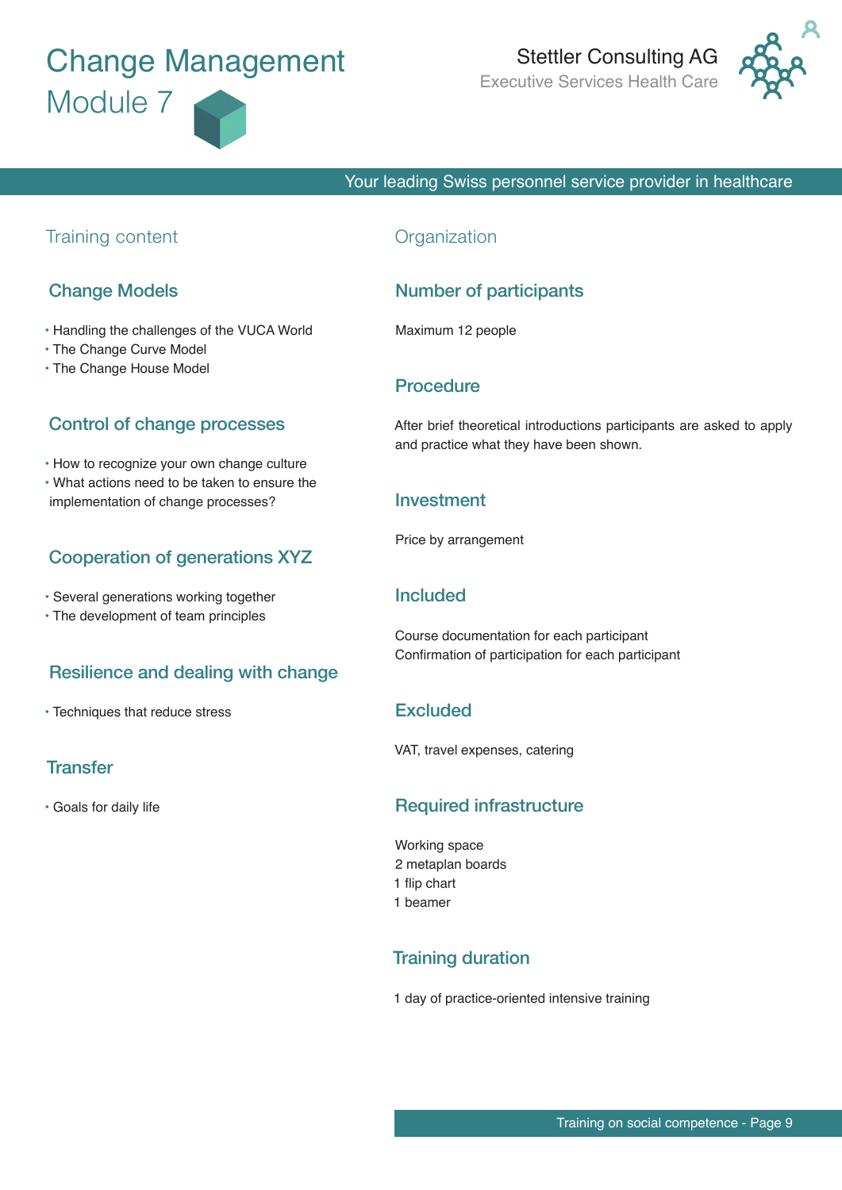# Change Management
## Module 7

Stettler Consulting AG
Executive Services Health Care

Your leading Swiss personnel service provider in healthcare

## Training content

### Change Models

- Handling the challenges of the VUCA World
- The Change Curve Model
- The Change House Model

### Control of change processes

- How to recognize your own change culture
- What actions need to be taken to ensure the implementation of change processes?

### Cooperation of generations XYZ

- Several generations working together
- The development of team principles

### Resilience and dealing with change

- Techniques that reduce stress

### Transfer

- Goals for daily life

## Organization

### Number of participants

Maximum 12 people

### Procedure

After brief theoretical introductions participants are asked to apply and practice what they have been shown.

### Investment

Price by arrangement

### Included

Course documentation for each participant
Confirmation of participation for each participant

### Excluded

VAT, travel expenses, catering

### Required infrastructure

Working space
2 metaplan boards
1 flip chart
1 beamer

### Training duration

1 day of practice-oriented intensive training